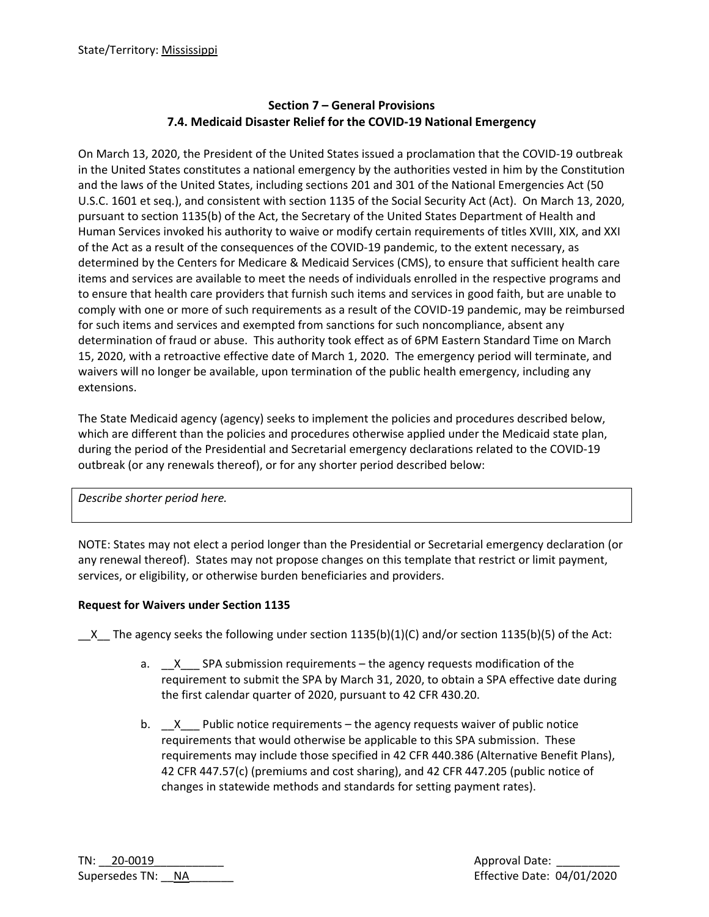State/Territory: Mississippi

## Section 7 – General Provisions
## 7.4. Medicaid Disaster Relief for the COVID-19 National Emergency

On March 13, 2020, the President of the United States issued a proclamation that the COVID-19 outbreak in the United States constitutes a national emergency by the authorities vested in him by the Constitution and the laws of the United States, including sections 201 and 301 of the National Emergencies Act (50 U.S.C. 1601 et seq.), and consistent with section 1135 of the Social Security Act (Act). On March 13, 2020, pursuant to section 1135(b) of the Act, the Secretary of the United States Department of Health and Human Services invoked his authority to waive or modify certain requirements of titles XVIII, XIX, and XXI of the Act as a result of the consequences of the COVID-19 pandemic, to the extent necessary, as determined by the Centers for Medicare & Medicaid Services (CMS), to ensure that sufficient health care items and services are available to meet the needs of individuals enrolled in the respective programs and to ensure that health care providers that furnish such items and services in good faith, but are unable to comply with one or more of such requirements as a result of the COVID-19 pandemic, may be reimbursed for such items and services and exempted from sanctions for such noncompliance, absent any determination of fraud or abuse. This authority took effect as of 6PM Eastern Standard Time on March 15, 2020, with a retroactive effective date of March 1, 2020. The emergency period will terminate, and waivers will no longer be available, upon termination of the public health emergency, including any extensions.

The State Medicaid agency (agency) seeks to implement the policies and procedures described below, which are different than the policies and procedures otherwise applied under the Medicaid state plan, during the period of the Presidential and Secretarial emergency declarations related to the COVID-19 outbreak (or any renewals thereof), or for any shorter period described below:

| *Describe shorter period here.* |
|---|

NOTE: States may not elect a period longer than the Presidential or Secretarial emergency declaration (or any renewal thereof). States may not propose changes on this template that restrict or limit payment, services, or eligibility, or otherwise burden beneficiaries and providers.

**Request for Waivers under Section 1135**

__X__ The agency seeks the following under section 1135(b)(1)(C) and/or section 1135(b)(5) of the Act:

a. __X___ SPA submission requirements – the agency requests modification of the requirement to submit the SPA by March 31, 2020, to obtain a SPA effective date during the first calendar quarter of 2020, pursuant to 42 CFR 430.20.

b. __X___ Public notice requirements – the agency requests waiver of public notice requirements that would otherwise be applicable to this SPA submission. These requirements may include those specified in 42 CFR 440.386 (Alternative Benefit Plans), 42 CFR 447.57(c) (premiums and cost sharing), and 42 CFR 447.205 (public notice of changes in statewide methods and standards for setting payment rates).

TN: 20-0019
Supersedes TN: NA

Approval Date: __________
Effective Date: 04/01/2020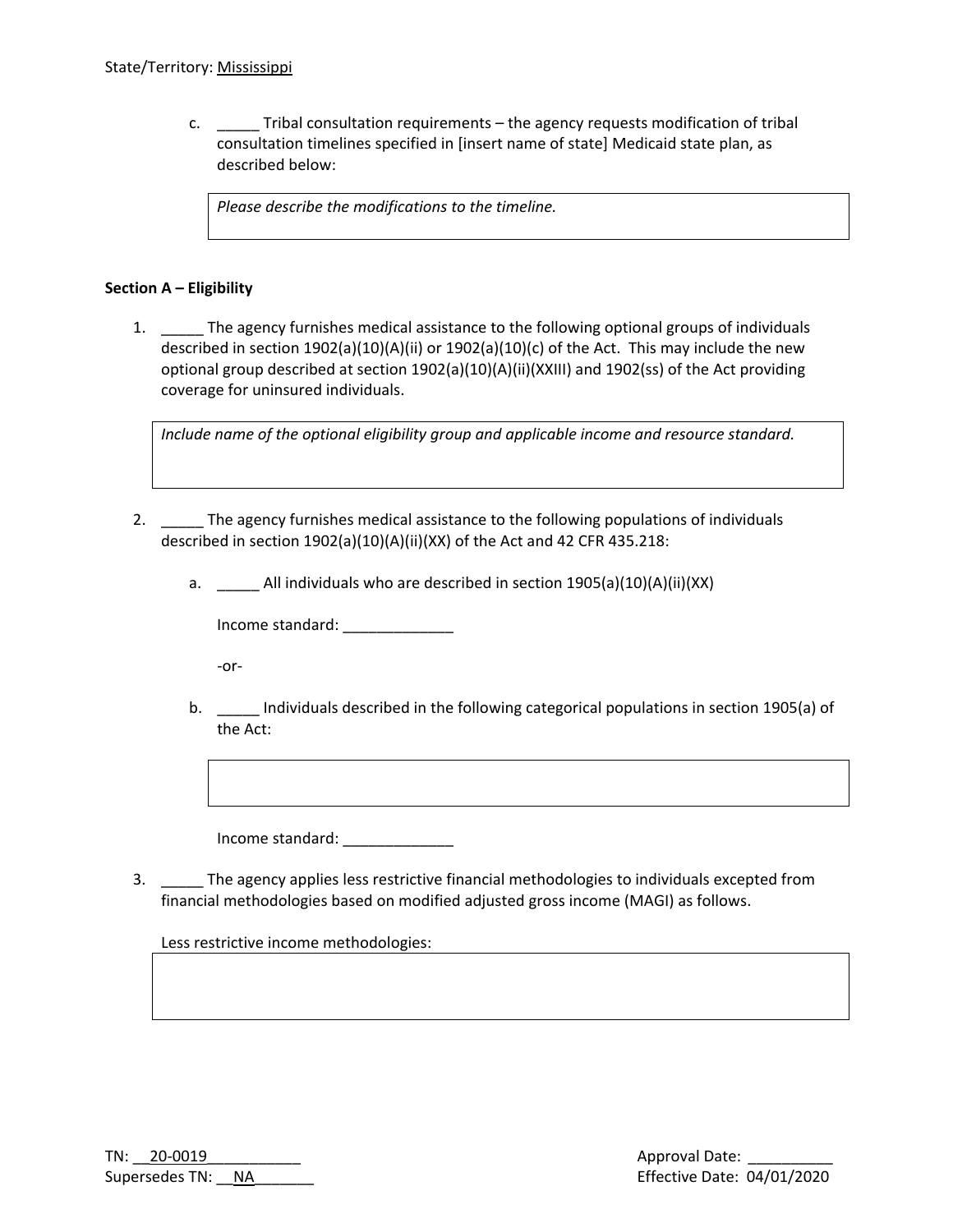State/Territory: Mississippi

c. _____ Tribal consultation requirements – the agency requests modification of tribal consultation timelines specified in [insert name of state] Medicaid state plan, as described below:

| *Please describe the modifications to the timeline.* |
|---|

**Section A – Eligibility**

1. _____ The agency furnishes medical assistance to the following optional groups of individuals described in section 1902(a)(10)(A)(ii) or 1902(a)(10)(c) of the Act. This may include the new optional group described at section 1902(a)(10)(A)(ii)(XXIII) and 1902(ss) of the Act providing coverage for uninsured individuals.

| *Include name of the optional eligibility group and applicable income and resource standard.* |
|---|

2. _____ The agency furnishes medical assistance to the following populations of individuals described in section 1902(a)(10)(A)(ii)(XX) of the Act and 42 CFR 435.218:

   a. _____ All individuals who are described in section 1905(a)(10)(A)(ii)(XX)

      Income standard: _____________

      -or-

   b. _____ Individuals described in the following categorical populations in section 1905(a) of the Act:

      | |
      |---|

      Income standard: _____________

3. _____ The agency applies less restrictive financial methodologies to individuals excepted from financial methodologies based on modified adjusted gross income (MAGI) as follows.

   Less restrictive income methodologies:

   | |
   |---|

TN: 20-0019
Supersedes TN: NA

Approval Date: __________
Effective Date: 04/01/2020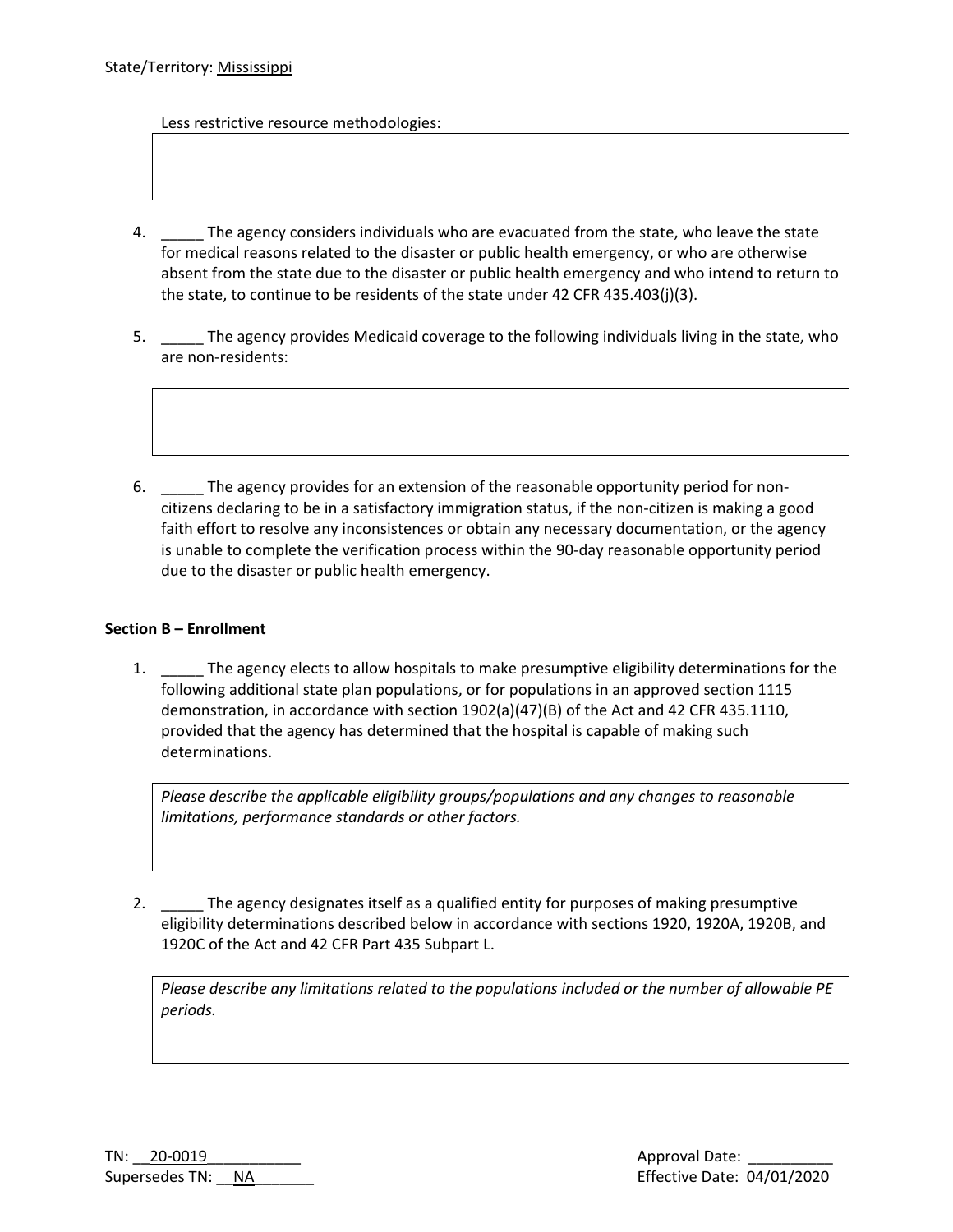State/Territory: Mississippi

Less restrictive resource methodologies:

4. _____ The agency considers individuals who are evacuated from the state, who leave the state for medical reasons related to the disaster or public health emergency, or who are otherwise absent from the state due to the disaster or public health emergency and who intend to return to the state, to continue to be residents of the state under 42 CFR 435.403(j)(3).

5. _____ The agency provides Medicaid coverage to the following individuals living in the state, who are non-residents:

6. _____ The agency provides for an extension of the reasonable opportunity period for non-citizens declaring to be in a satisfactory immigration status, if the non-citizen is making a good faith effort to resolve any inconsistences or obtain any necessary documentation, or the agency is unable to complete the verification process within the 90-day reasonable opportunity period due to the disaster or public health emergency.

**Section B – Enrollment**

1. _____ The agency elects to allow hospitals to make presumptive eligibility determinations for the following additional state plan populations, or for populations in an approved section 1115 demonstration, in accordance with section 1902(a)(47)(B) of the Act and 42 CFR 435.1110, provided that the agency has determined that the hospital is capable of making such determinations.

   *Please describe the applicable eligibility groups/populations and any changes to reasonable limitations, performance standards or other factors.*

2. _____ The agency designates itself as a qualified entity for purposes of making presumptive eligibility determinations described below in accordance with sections 1920, 1920A, 1920B, and 1920C of the Act and 42 CFR Part 435 Subpart L.

   *Please describe any limitations related to the populations included or the number of allowable PE periods.*

TN: 20-0019
Supersedes TN: NA

Approval Date: __________
Effective Date: 04/01/2020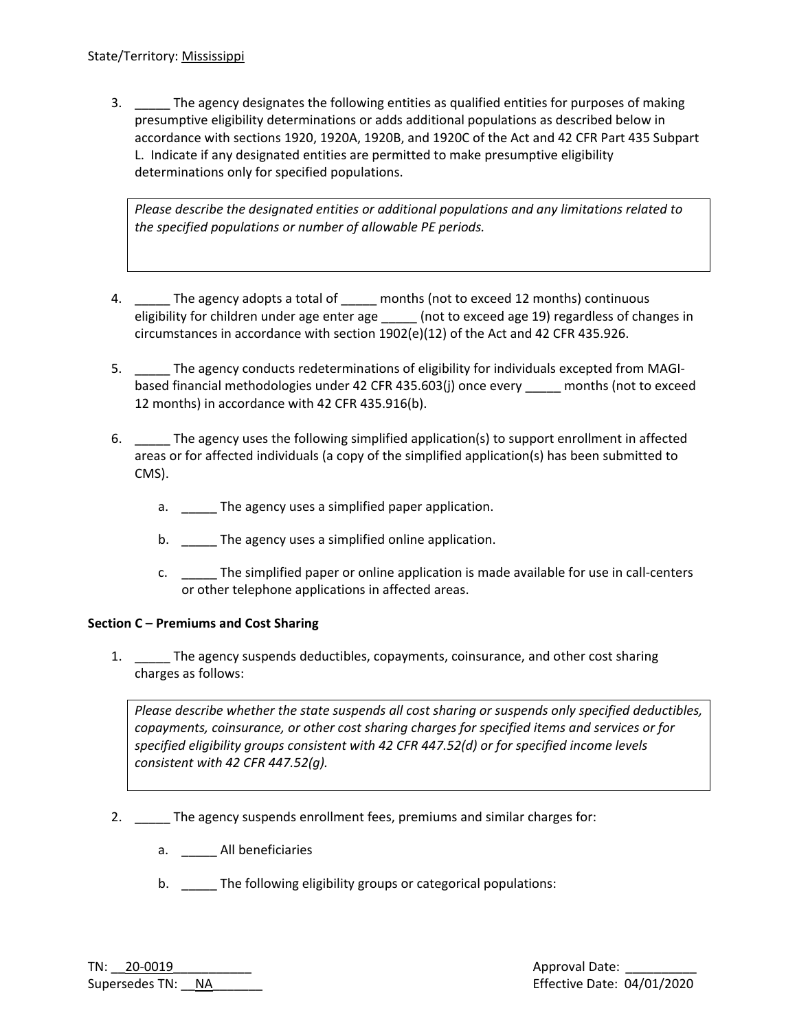State/Territory: Mississippi

3. _____ The agency designates the following entities as qualified entities for purposes of making presumptive eligibility determinations or adds additional populations as described below in accordance with sections 1920, 1920A, 1920B, and 1920C of the Act and 42 CFR Part 435 Subpart L. Indicate if any designated entities are permitted to make presumptive eligibility determinations only for specified populations.

   | *Please describe the designated entities or additional populations and any limitations related to the specified populations or number of allowable PE periods.* |
   |---|

4. _____ The agency adopts a total of _____ months (not to exceed 12 months) continuous eligibility for children under age enter age _____ (not to exceed age 19) regardless of changes in circumstances in accordance with section 1902(e)(12) of the Act and 42 CFR 435.926.

5. _____ The agency conducts redeterminations of eligibility for individuals excepted from MAGI-based financial methodologies under 42 CFR 435.603(j) once every _____ months (not to exceed 12 months) in accordance with 42 CFR 435.916(b).

6. _____ The agency uses the following simplified application(s) to support enrollment in affected areas or for affected individuals (a copy of the simplified application(s) has been submitted to CMS).

   a. _____ The agency uses a simplified paper application.

   b. _____ The agency uses a simplified online application.

   c. _____ The simplified paper or online application is made available for use in call-centers or other telephone applications in affected areas.

**Section C – Premiums and Cost Sharing**

1. _____ The agency suspends deductibles, copayments, coinsurance, and other cost sharing charges as follows:

   | *Please describe whether the state suspends all cost sharing or suspends only specified deductibles, copayments, coinsurance, or other cost sharing charges for specified items and services or for specified eligibility groups consistent with 42 CFR 447.52(d) or for specified income levels consistent with 42 CFR 447.52(g).* |
   |---|

2. _____ The agency suspends enrollment fees, premiums and similar charges for:

   a. _____ All beneficiaries

   b. _____ The following eligibility groups or categorical populations:

TN: 20-0019
Supersedes TN: NA

Approval Date: __________
Effective Date: 04/01/2020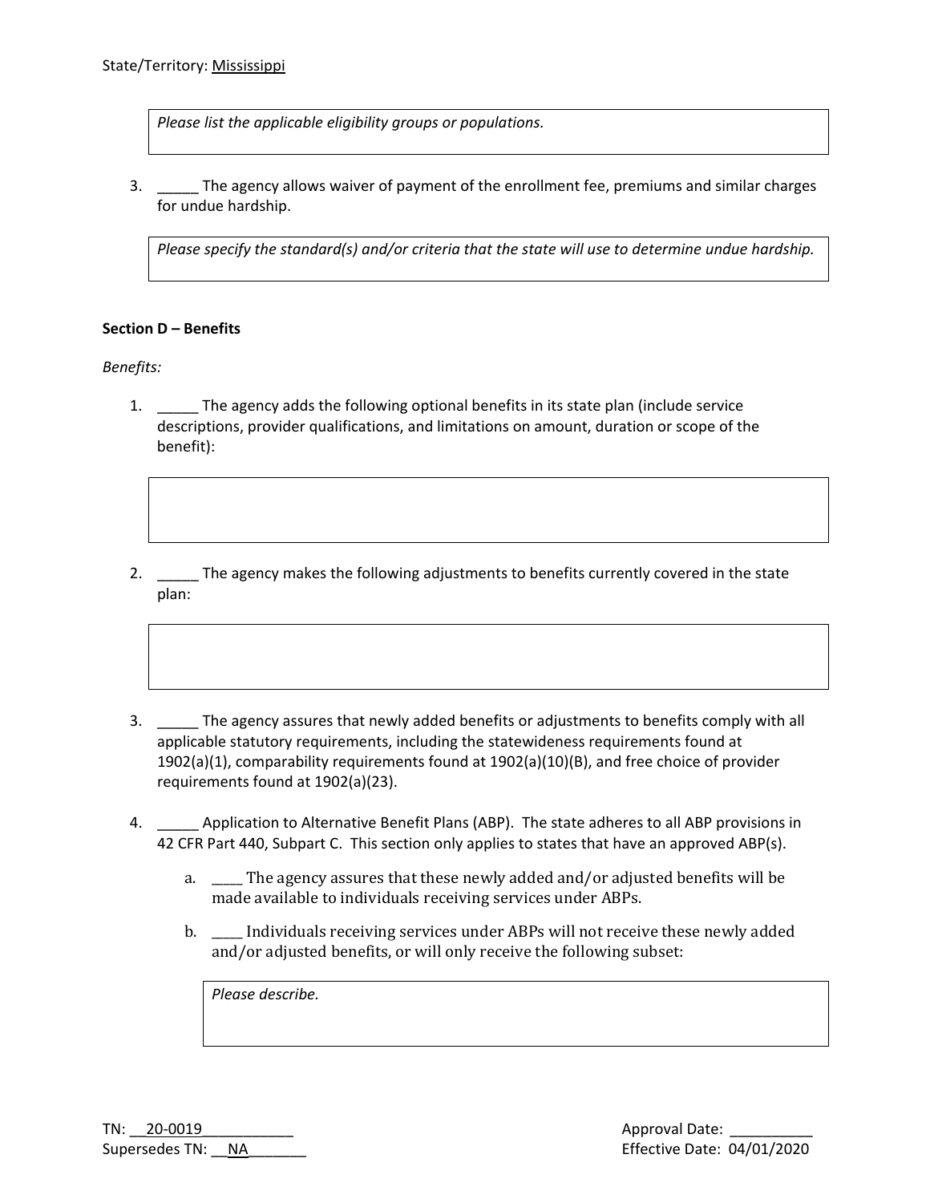State/Territory: Mississippi

| *Please list the applicable eligibility groups or populations.* |
|---|

3. _____ The agency allows waiver of payment of the enrollment fee, premiums and similar charges for undue hardship.

| *Please specify the standard(s) and/or criteria that the state will use to determine undue hardship.* |
|---|

**Section D – Benefits**

*Benefits:*

1. _____ The agency adds the following optional benefits in its state plan (include service descriptions, provider qualifications, and limitations on amount, duration or scope of the benefit):

| |
|---|

2. _____ The agency makes the following adjustments to benefits currently covered in the state plan:

| |
|---|

3. _____ The agency assures that newly added benefits or adjustments to benefits comply with all applicable statutory requirements, including the statewideness requirements found at 1902(a)(1), comparability requirements found at 1902(a)(10)(B), and free choice of provider requirements found at 1902(a)(23).

4. _____ Application to Alternative Benefit Plans (ABP). The state adheres to all ABP provisions in 42 CFR Part 440, Subpart C. This section only applies to states that have an approved ABP(s).

   a. ____ The agency assures that these newly added and/or adjusted benefits will be made available to individuals receiving services under ABPs.

   b. ____ Individuals receiving services under ABPs will not receive these newly added and/or adjusted benefits, or will only receive the following subset:

   | *Please describe.* |
   |---|

TN: 20-0019
Supersedes TN: NA

Approval Date: __________
Effective Date: 04/01/2020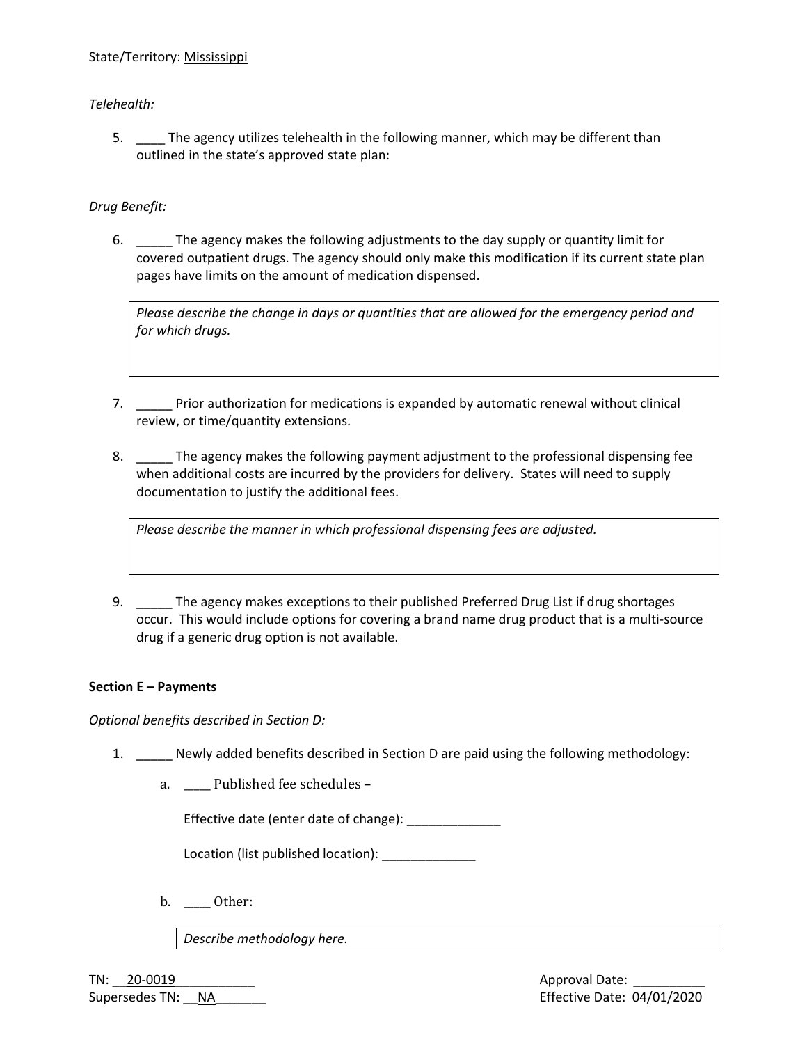State/Territory: Mississippi

*Telehealth:*

5. ____ The agency utilizes telehealth in the following manner, which may be different than outlined in the state's approved state plan:

*Drug Benefit:*

6. _____ The agency makes the following adjustments to the day supply or quantity limit for covered outpatient drugs. The agency should only make this modification if its current state plan pages have limits on the amount of medication dispensed.

| *Please describe the change in days or quantities that are allowed for the emergency period and for which drugs.* |
|---|

7. _____ Prior authorization for medications is expanded by automatic renewal without clinical review, or time/quantity extensions.

8. _____ The agency makes the following payment adjustment to the professional dispensing fee when additional costs are incurred by the providers for delivery. States will need to supply documentation to justify the additional fees.

| *Please describe the manner in which professional dispensing fees are adjusted.* |
|---|

9. _____ The agency makes exceptions to their published Preferred Drug List if drug shortages occur. This would include options for covering a brand name drug product that is a multi-source drug if a generic drug option is not available.

**Section E – Payments**

*Optional benefits described in Section D:*

1. _____ Newly added benefits described in Section D are paid using the following methodology:

   a. ____ Published fee schedules –

   Effective date (enter date of change): _____________

   Location (list published location): _____________

   b. ____ Other:

   | *Describe methodology here.* |
   |---|

TN: 20-0019
Supersedes TN: NA

Approval Date: __________
Effective Date: 04/01/2020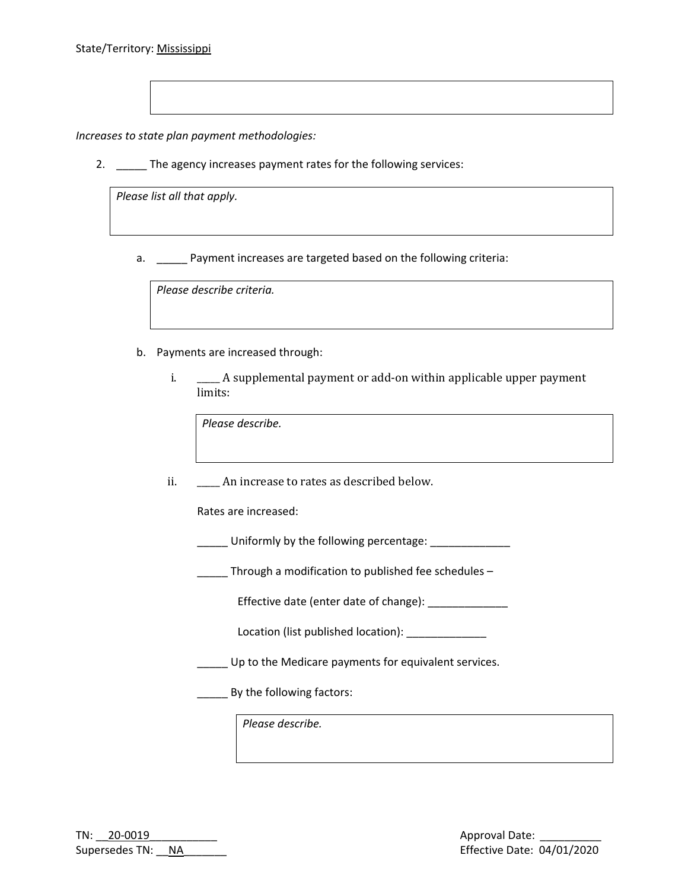State/Territory: Mississippi

*Increases to state plan payment methodologies:*

2. _____ The agency increases payment rates for the following services:

| *Please list all that apply.* |
|---|

   a. _____ Payment increases are targeted based on the following criteria:

| *Please describe criteria.* |
|---|

   b. Payments are increased through:

      i. ____ A supplemental payment or add-on within applicable upper payment limits:

| *Please describe.* |
|---|

      ii. ____ An increase to rates as described below.

      Rates are increased:

      _____ Uniformly by the following percentage: _____________

      _____ Through a modification to published fee schedules –

         Effective date (enter date of change): _____________

         Location (list published location): _____________

      _____ Up to the Medicare payments for equivalent services.

      _____ By the following factors:

| *Please describe.* |
|---|

TN: 20-0019
Supersedes TN: NA

Approval Date: __________
Effective Date: 04/01/2020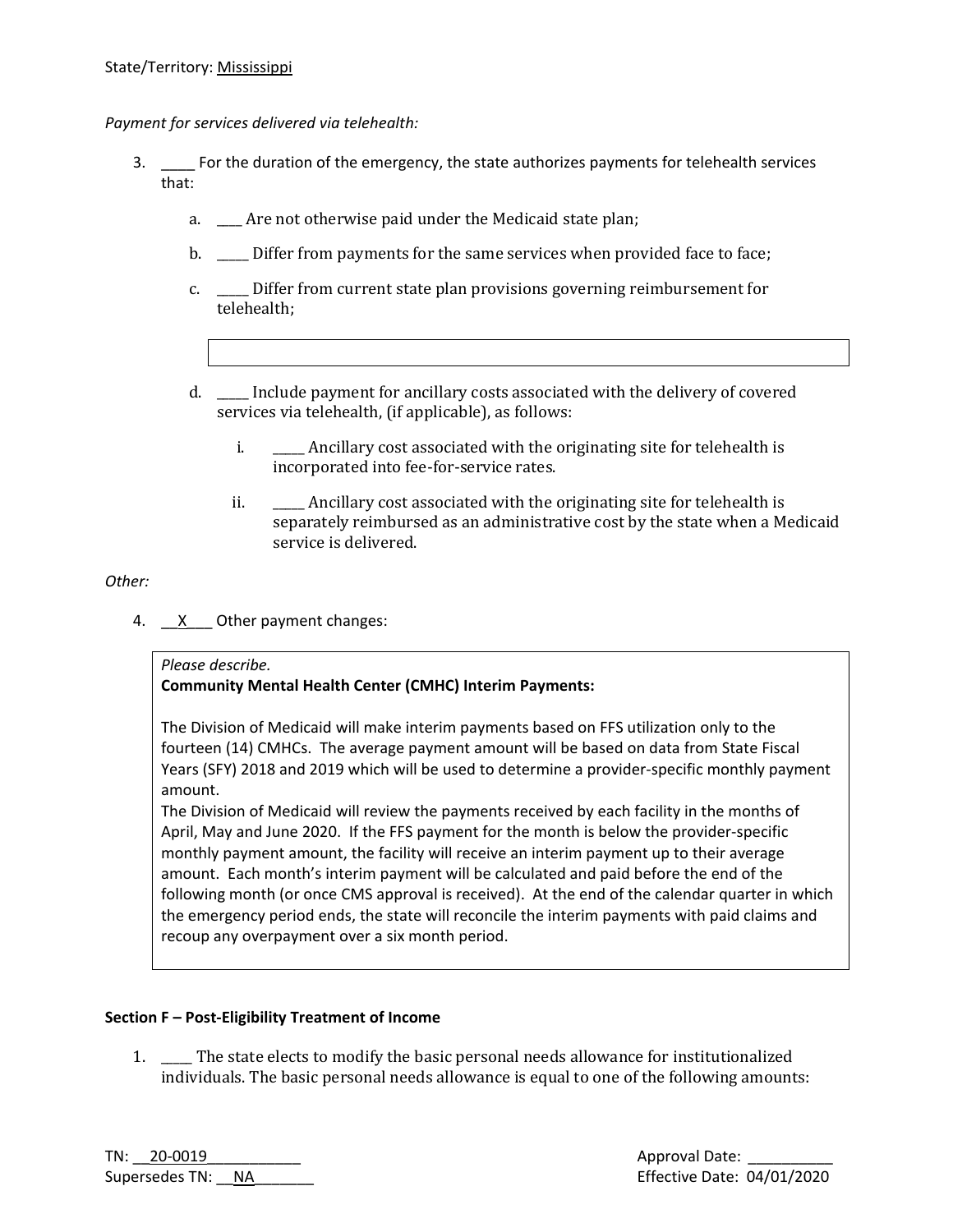State/Territory: Mississippi

*Payment for services delivered via telehealth:*

3. _____ For the duration of the emergency, the state authorizes payments for telehealth services that:

   a. ____ Are not otherwise paid under the Medicaid state plan;

   b. _____ Differ from payments for the same services when provided face to face;

   c. _____ Differ from current state plan provisions governing reimbursement for telehealth;

   d. _____ Include payment for ancillary costs associated with the delivery of covered services via telehealth, (if applicable), as follows:

      i. _____ Ancillary cost associated with the originating site for telehealth is incorporated into fee-for-service rates.

      ii. _____ Ancillary cost associated with the originating site for telehealth is separately reimbursed as an administrative cost by the state when a Medicaid service is delivered.

*Other:*

4. __X___ Other payment changes:

*Please describe.*

**Community Mental Health Center (CMHC) Interim Payments:**

The Division of Medicaid will make interim payments based on FFS utilization only to the fourteen (14) CMHCs. The average payment amount will be based on data from State Fiscal Years (SFY) 2018 and 2019 which will be used to determine a provider-specific monthly payment amount.

The Division of Medicaid will review the payments received by each facility in the months of April, May and June 2020. If the FFS payment for the month is below the provider-specific monthly payment amount, the facility will receive an interim payment up to their average amount. Each month's interim payment will be calculated and paid before the end of the following month (or once CMS approval is received). At the end of the calendar quarter in which the emergency period ends, the state will reconcile the interim payments with paid claims and recoup any overpayment over a six month period.

**Section F – Post-Eligibility Treatment of Income**

1. ____ The state elects to modify the basic personal needs allowance for institutionalized individuals. The basic personal needs allowance is equal to one of the following amounts:

TN: __20-0019___________
Supersedes TN: __NA_______

Approval Date: __________
Effective Date: 04/01/2020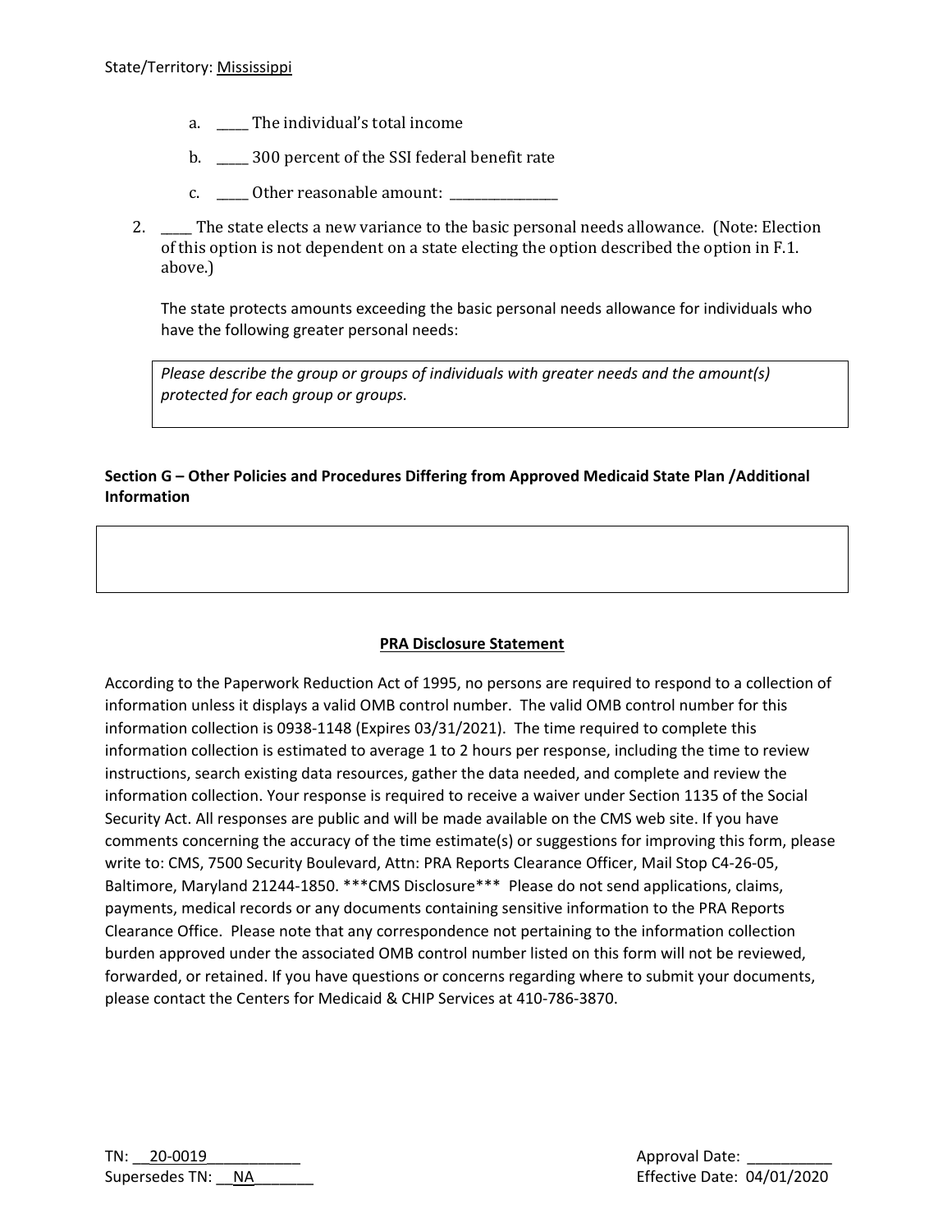State/Territory: Mississippi

a. _____ The individual's total income

b. _____ 300 percent of the SSI federal benefit rate

c. _____ Other reasonable amount: _______________

2. ____ The state elects a new variance to the basic personal needs allowance. (Note: Election of this option is not dependent on a state electing the option described the option in F.1. above.)

   The state protects amounts exceeding the basic personal needs allowance for individuals who have the following greater personal needs:

   *Please describe the group or groups of individuals with greater needs and the amount(s) protected for each group or groups.*

**Section G – Other Policies and Procedures Differing from Approved Medicaid State Plan /Additional Information**

**PRA Disclosure Statement**

According to the Paperwork Reduction Act of 1995, no persons are required to respond to a collection of information unless it displays a valid OMB control number. The valid OMB control number for this information collection is 0938-1148 (Expires 03/31/2021). The time required to complete this information collection is estimated to average 1 to 2 hours per response, including the time to review instructions, search existing data resources, gather the data needed, and complete and review the information collection. Your response is required to receive a waiver under Section 1135 of the Social Security Act. All responses are public and will be made available on the CMS web site. If you have comments concerning the accuracy of the time estimate(s) or suggestions for improving this form, please write to: CMS, 7500 Security Boulevard, Attn: PRA Reports Clearance Officer, Mail Stop C4-26-05, Baltimore, Maryland 21244-1850. ***CMS Disclosure*** Please do not send applications, claims, payments, medical records or any documents containing sensitive information to the PRA Reports Clearance Office. Please note that any correspondence not pertaining to the information collection burden approved under the associated OMB control number listed on this form will not be reviewed, forwarded, or retained. If you have questions or concerns regarding where to submit your documents, please contact the Centers for Medicaid & CHIP Services at 410-786-3870.

TN: 20-0019
Supersedes TN: NA

Approval Date: __________
Effective Date: 04/01/2020